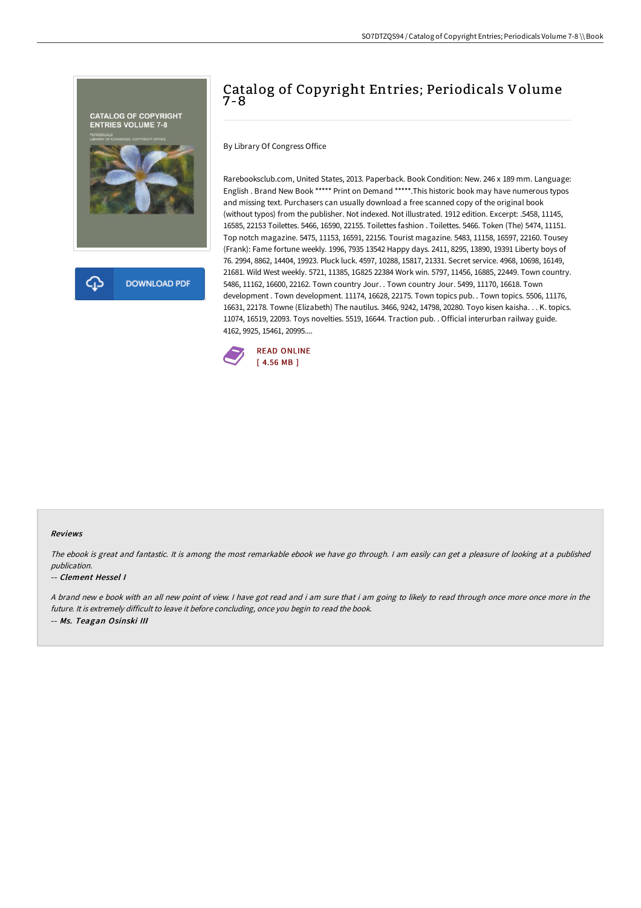# Catalog of Copyright Entries; Periodicals Volume 7-8

By Library Of Congress Office

Rarebooksclub.com, United States, 2013. Paperback. Book Condition: New. 246 x 189 mm. Language: English . Brand New Book ***** Print on Demand *****.This historic book may have numerous typos and missing text. Purchasers can usually download a free scanned copy of the original book (without typos) from the publisher. Not indexed. Not illustrated. 1912 edition. Excerpt: .5458, 11145, 16585, 22153 Toilettes. 5466, 16590, 22155. Toilettes fashion . Toilettes. 5466. Token (The) 5474, 11151. Top notch magazine. 5475, 11153, 16591, 22156. Tourist magazine. 5483, 11158, 16597, 22160. Tousey (Frank): Fame fortune weekly. 1996, 7935 13542 Happy days. 2411, 8295, 13890, 19391 Liberty boys of 76. 2994, 8862, 14404, 19923. Pluck luck. 4597, 10288, 15817, 21331. Secret service. 4968, 10698, 16149, 21681. Wild West weekly. 5721, 11385, 1G825 22384 Work win. 5797, 11456, 16885, 22449. Town country. 5486, 11162, 16600, 22162. Town country Jour. . Town country Jour. 5499, 11170, 16618. Town development . Town development. 11174, 16628, 22175. Town topics pub. . Town topics. 5506, 11176, 16631, 22178. Towne (Elizabeth) The nautilus. 3466, 9242, 14798, 20280. Toyo kisen kaisha. . . K. topics. 11074, 16519, 22093. Toys novelties. 5519, 16644. Traction pub. . Official interurban railway guide. 4162, 9925, 15461, 20995....

READ ONLINE
[ 4.56 MB ]

DOWNLOAD PDF

### Reviews

*The ebook is great and fantastic. It is among the most remarkable ebook we have go through. I am easily can get a pleasure of looking at a published publication.*

-- *Clement Hessel I*

*A brand new e book with an all new point of view. I have got read and i am sure that i am going to likely to read through once more once more in the future. It is extremely difficult to leave it before concluding, once you begin to read the book.*

-- *Ms. Teagan Osinski III*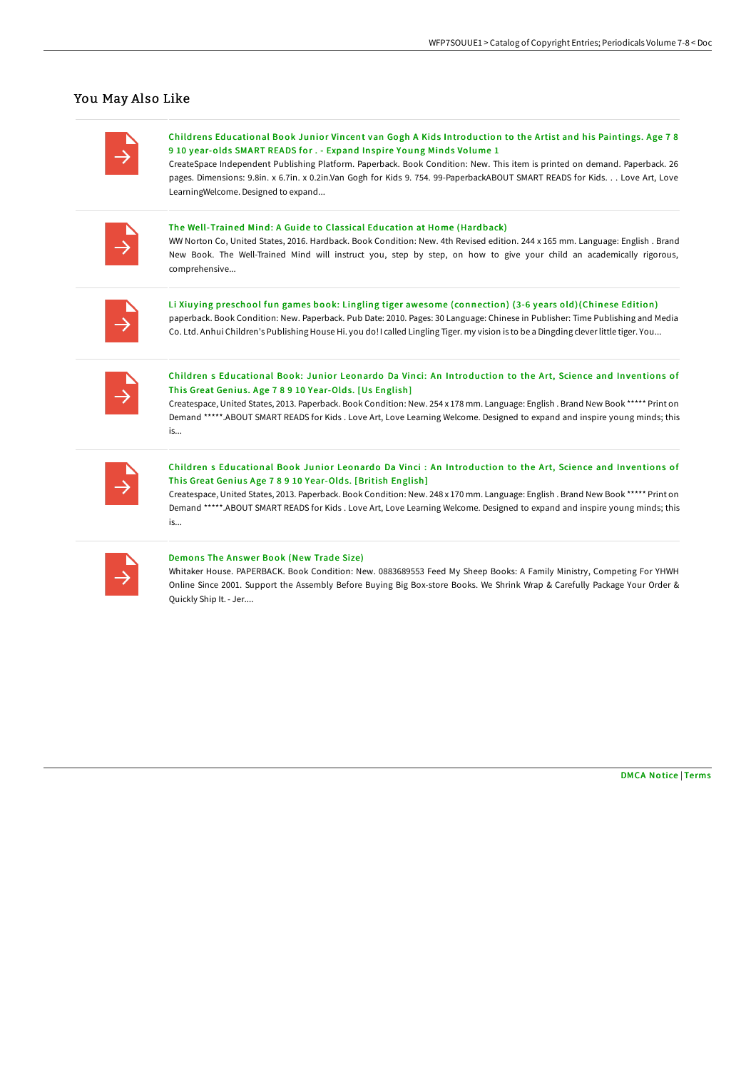## You May Also Like

**Childrens Educational Book Junior Vincent van Gogh A Kids Introduction to the Artist and his Paintings. Age 7 8 9 10 year-olds SMART READS for . - Expand Inspire Young Minds Volume 1**

CreateSpace Independent Publishing Platform. Paperback. Book Condition: New. This item is printed on demand. Paperback. 26 pages. Dimensions: 9.8in. x 6.7in. x 0.2in.Van Gogh for Kids 9. 754. 99-PaperbackABOUT SMART READS for Kids. . . Love Art, Love LearningWelcome. Designed to expand...

**The Well-Trained Mind: A Guide to Classical Education at Home (Hardback)**

WW Norton Co, United States, 2016. Hardback. Book Condition: New. 4th Revised edition. 244 x 165 mm. Language: English . Brand New Book. The Well-Trained Mind will instruct you, step by step, on how to give your child an academically rigorous, comprehensive...

**Li Xiuying preschool fun games book: Lingling tiger awesome (connection) (3-6 years old)(Chinese Edition)**

paperback. Book Condition: New. Paperback. Pub Date: 2010. Pages: 30 Language: Chinese in Publisher: Time Publishing and Media Co. Ltd. Anhui Children's Publishing House Hi. you do! I called Lingling Tiger. my vision is to be a Dingding clever little tiger. You...

**Children s Educational Book: Junior Leonardo Da Vinci: An Introduction to the Art, Science and Inventions of This Great Genius. Age 7 8 9 10 Year-Olds. [Us English]**

Createspace, United States, 2013. Paperback. Book Condition: New. 254 x 178 mm. Language: English . Brand New Book ***** Print on Demand *****.ABOUT SMART READS for Kids . Love Art, Love Learning Welcome. Designed to expand and inspire young minds; this is...

**Children s Educational Book Junior Leonardo Da Vinci : An Introduction to the Art, Science and Inventions of This Great Genius Age 7 8 9 10 Year-Olds. [British English]**

Createspace, United States, 2013. Paperback. Book Condition: New. 248 x 170 mm. Language: English . Brand New Book ***** Print on Demand *****.ABOUT SMART READS for Kids . Love Art, Love Learning Welcome. Designed to expand and inspire young minds; this is...

**Demons The Answer Book (New Trade Size)**

Whitaker House. PAPERBACK. Book Condition: New. 0883689553 Feed My Sheep Books: A Family Ministry, Competing For YHWH Online Since 2001. Support the Assembly Before Buying Big Box-store Books. We Shrink Wrap & Carefully Package Your Order & Quickly Ship It. - Jer....